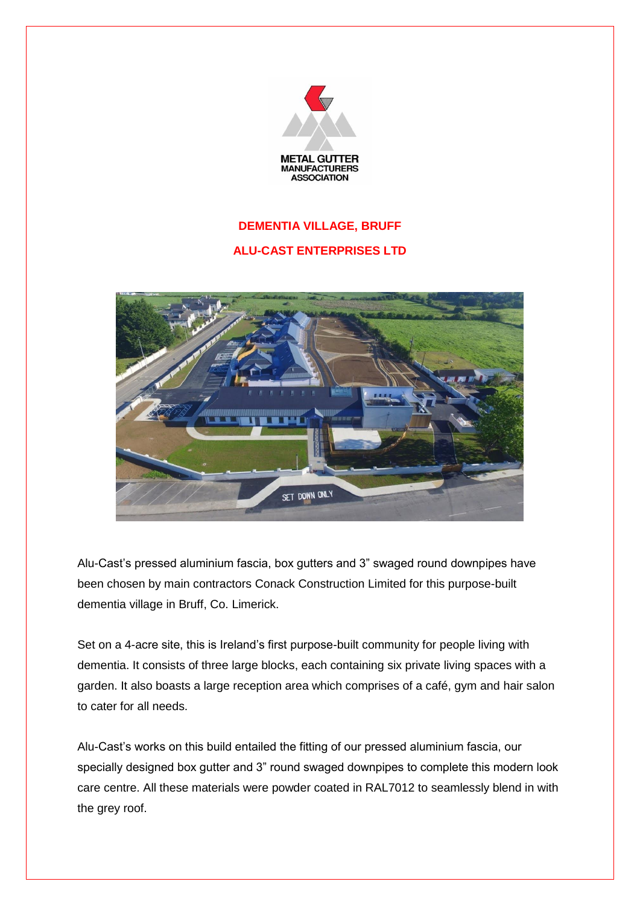METAL GUTTER MANUFACTURERS ASSOCIATION

## DEMENTIA VILLAGE, BRUFF

## ALU-CAST ENTERPRISES LTD

Alu-Cast's pressed aluminium fascia, box gutters and 3" swaged round downpipes have been chosen by main contractors Conack Construction Limited for this purpose-built dementia village in Bruff, Co. Limerick.

Set on a 4-acre site, this is Ireland's first purpose-built community for people living with dementia. It consists of three large blocks, each containing six private living spaces with a garden. It also boasts a large reception area which comprises of a café, gym and hair salon to cater for all needs.

Alu-Cast's works on this build entailed the fitting of our pressed aluminium fascia, our specially designed box gutter and 3" round swaged downpipes to complete this modern look care centre. All these materials were powder coated in RAL7012 to seamlessly blend in with the grey roof.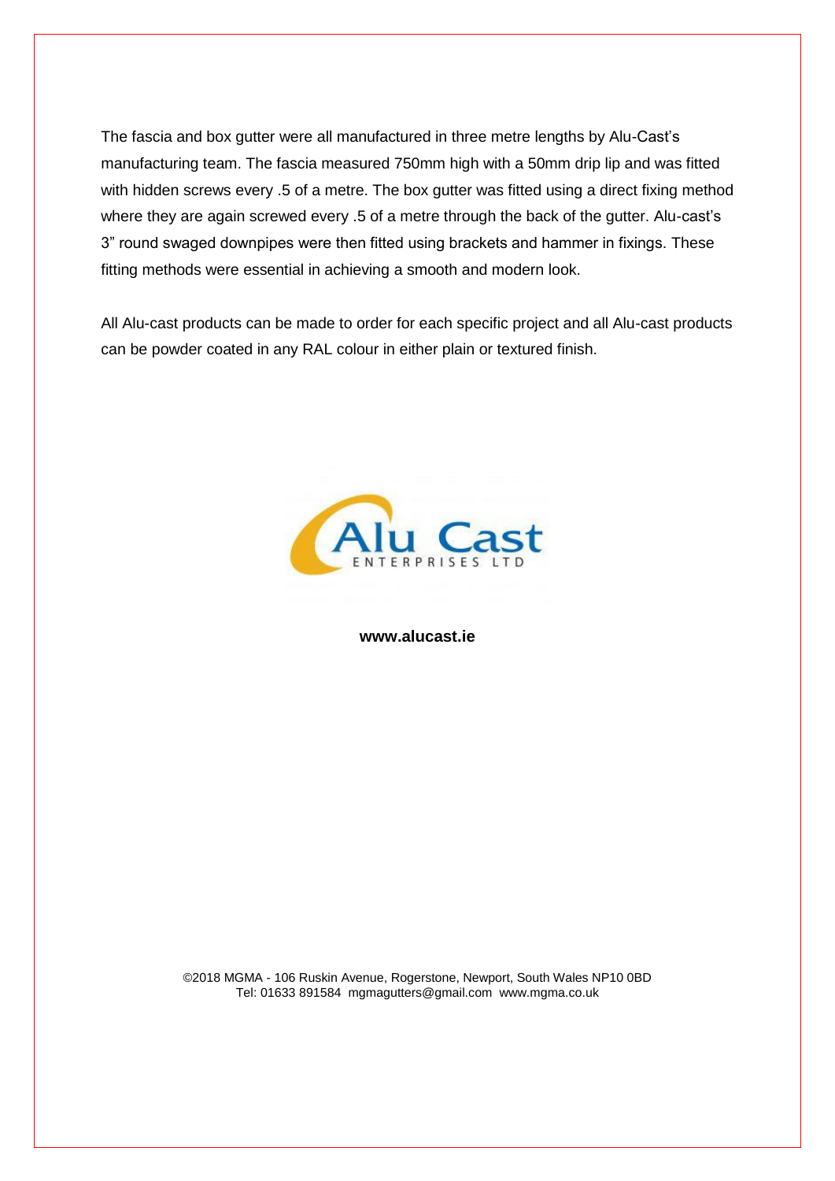The fascia and box gutter were all manufactured in three metre lengths by Alu-Cast's manufacturing team. The fascia measured 750mm high with a 50mm drip lip and was fitted with hidden screws every .5 of a metre. The box gutter was fitted using a direct fixing method where they are again screwed every .5 of a metre through the back of the gutter. Alu-cast's 3" round swaged downpipes were then fitted using brackets and hammer in fixings. These fitting methods were essential in achieving a smooth and modern look.

All Alu-cast products can be made to order for each specific project and all Alu-cast products can be powder coated in any RAL colour in either plain or textured finish.

Alu Cast
ENTERPRISES LTD

**www.alucast.ie**

©2018 MGMA - 106 Ruskin Avenue, Rogerstone, Newport, South Wales NP10 0BD
Tel: 01633 891584 mgmagutters@gmail.com www.mgma.co.uk